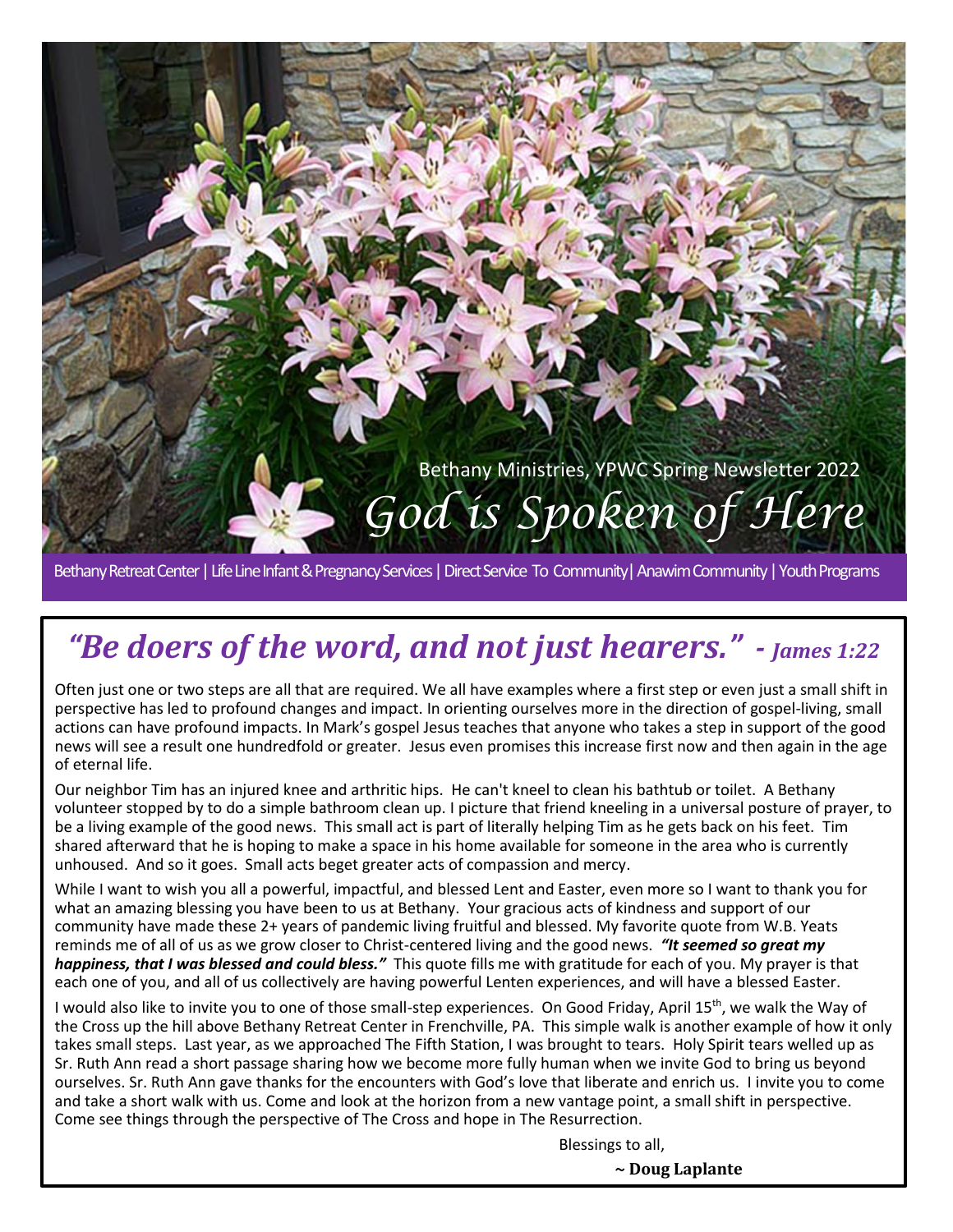Bethany Ministries, YPWC Spring Newsletter 2022

# *God is Spoken of Here*

Bethany Retreat Center | Life Line Infant & Pregnancy Services | Direct Service To Community | Anawim Community | Youth Programs

## *"Be doers of the word, and not just hearers." - James 1:22*

Often just one or two steps are all that are required. We all have examples where a first step or even just a small shift in perspective has led to profound changes and impact. In orienting ourselves more in the direction of gospel-living, small actions can have profound impacts. In Mark's gospel Jesus teaches that anyone who takes a step in support of the good news will see a result one hundredfold or greater. Jesus even promises this increase first now and then again in the age of eternal life.

Our neighbor Tim has an injured knee and arthritic hips. He can't kneel to clean his bathtub or toilet. A Bethany volunteer stopped by to do a simple bathroom clean up. I picture that friend kneeling in a universal posture of prayer, to be a living example of the good news. This small act is part of literally helping Tim as he gets back on his feet. Tim shared afterward that he is hoping to make a space in his home available for someone in the area who is currently unhoused. And so it goes. Small acts beget greater acts of compassion and mercy.

While I want to wish you all a powerful, impactful, and blessed Lent and Easter, even more so I want to thank you for what an amazing blessing you have been to us at Bethany. Your gracious acts of kindness and support of our community have made these 2+ years of pandemic living fruitful and blessed. My favorite quote from W.B. Yeats reminds me of all of us as we grow closer to Christ-centered living and the good news. ***"It seemed so great my happiness, that I was blessed and could bless."*** This quote fills me with gratitude for each of you. My prayer is that each one of you, and all of us collectively are having powerful Lenten experiences, and will have a blessed Easter.

I would also like to invite you to one of those small-step experiences. On Good Friday, April 15th, we walk the Way of the Cross up the hill above Bethany Retreat Center in Frenchville, PA. This simple walk is another example of how it only takes small steps. Last year, as we approached The Fifth Station, I was brought to tears. Holy Spirit tears welled up as Sr. Ruth Ann read a short passage sharing how we become more fully human when we invite God to bring us beyond ourselves. Sr. Ruth Ann gave thanks for the encounters with God's love that liberate and enrich us. I invite you to come and take a short walk with us. Come and look at the horizon from a new vantage point, a small shift in perspective. Come see things through the perspective of The Cross and hope in The Resurrection.

Blessings to all,

**~ Doug Laplante**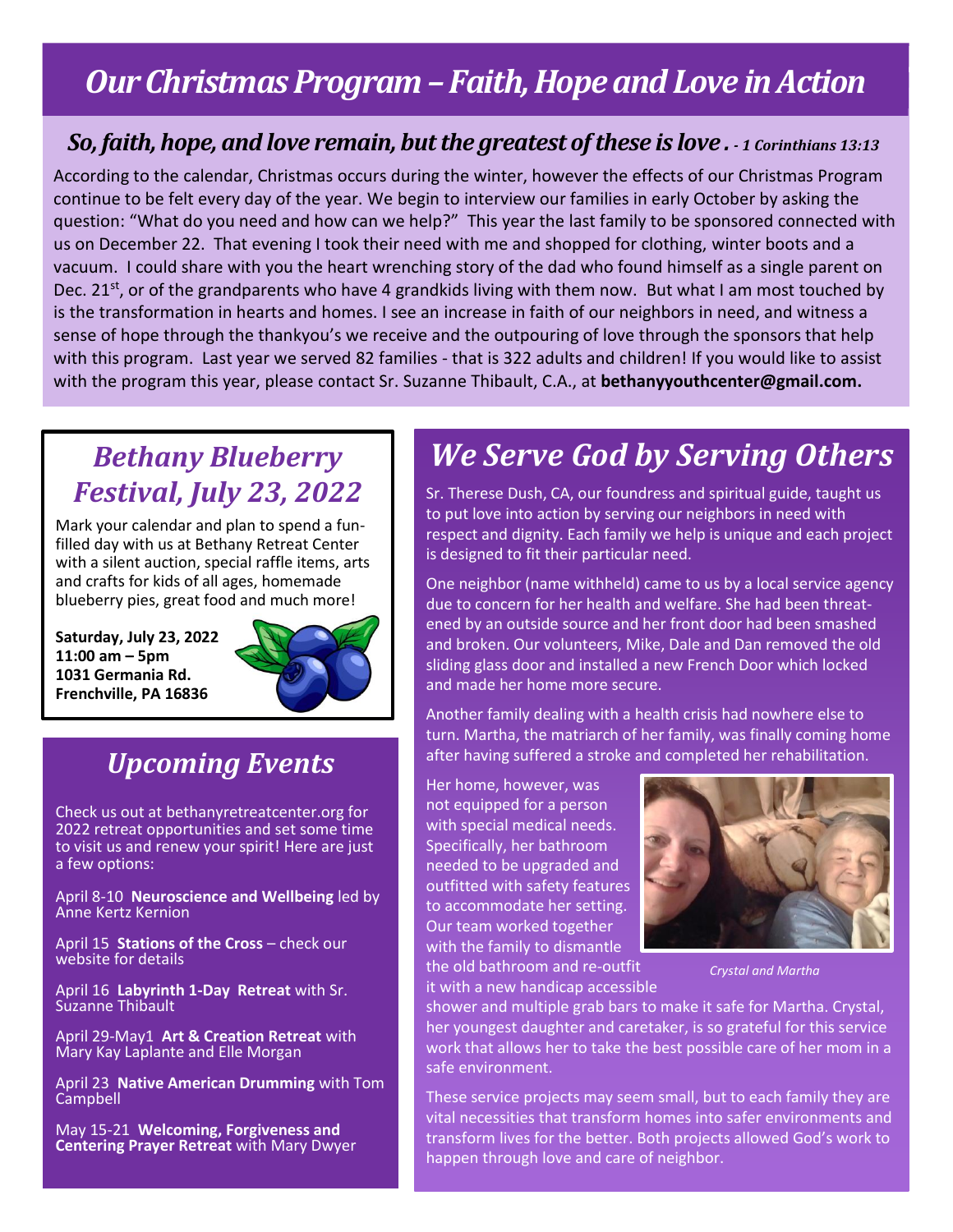# Our Christmas Program – Faith, Hope and Love in Action

### *So, faith, hope, and love remain, but the greatest of these is love. - 1 Corinthians 13:13*

According to the calendar, Christmas occurs during the winter, however the effects of our Christmas Program continue to be felt every day of the year. We begin to interview our families in early October by asking the question: "What do you need and how can we help?" This year the last family to be sponsored connected with us on December 22. That evening I took their need with me and shopped for clothing, winter boots and a vacuum. I could share with you the heart wrenching story of the dad who found himself as a single parent on Dec. 21st, or of the grandparents who have 4 grandkids living with them now. But what I am most touched by is the transformation in hearts and homes. I see an increase in faith of our neighbors in need, and witness a sense of hope through the thankyou's we receive and the outpouring of love through the sponsors that help with this program. Last year we served 82 families - that is 322 adults and children! If you would like to assist with the program this year, please contact Sr. Suzanne Thibault, C.A., at **bethanyyouthcenter@gmail.com.**

## *Bethany Blueberry Festival, July 23, 2022*

Mark your calendar and plan to spend a fun-filled day with us at Bethany Retreat Center with a silent auction, special raffle items, arts and crafts for kids of all ages, homemade blueberry pies, great food and much more!

**Saturday, July 23, 2022**
**11:00 am – 5pm**
**1031 Germania Rd.**
**Frenchville, PA 16836**

## *Upcoming Events*

Check us out at bethanyretreatcenter.org for 2022 retreat opportunities and set some time to visit us and renew your spirit! Here are just a few options:

April 8-10 **Neuroscience and Wellbeing** led by Anne Kertz Kernion

April 15 **Stations of the Cross** – check our website for details

April 16 **Labyrinth 1-Day Retreat** with Sr. Suzanne Thibault

April 29-May1 **Art & Creation Retreat** with Mary Kay Laplante and Elle Morgan

April 23 **Native American Drumming** with Tom Campbell

May 15-21 **Welcoming, Forgiveness and Centering Prayer Retreat** with Mary Dwyer

## *We Serve God by Serving Others*

Sr. Therese Dush, CA, our foundress and spiritual guide, taught us to put love into action by serving our neighbors in need with respect and dignity. Each family we help is unique and each project is designed to fit their particular need.

One neighbor (name withheld) came to us by a local service agency due to concern for her health and welfare. She had been threatened by an outside source and her front door had been smashed and broken. Our volunteers, Mike, Dale and Dan removed the old sliding glass door and installed a new French Door which locked and made her home more secure.

Another family dealing with a health crisis had nowhere else to turn. Martha, the matriarch of her family, was finally coming home after having suffered a stroke and completed her rehabilitation.

Her home, however, was not equipped for a person with special medical needs. Specifically, her bathroom needed to be upgraded and outfitted with safety features to accommodate her setting. Our team worked together with the family to dismantle the old bathroom and re-outfit it with a new handicap accessible shower and multiple grab bars to make it safe for Martha. Crystal, her youngest daughter and caretaker, is so grateful for this service work that allows her to take the best possible care of her mom in a safe environment.

*Crystal and Martha*

These service projects may seem small, but to each family they are vital necessities that transform homes into safer environments and transform lives for the better. Both projects allowed God's work to happen through love and care of neighbor.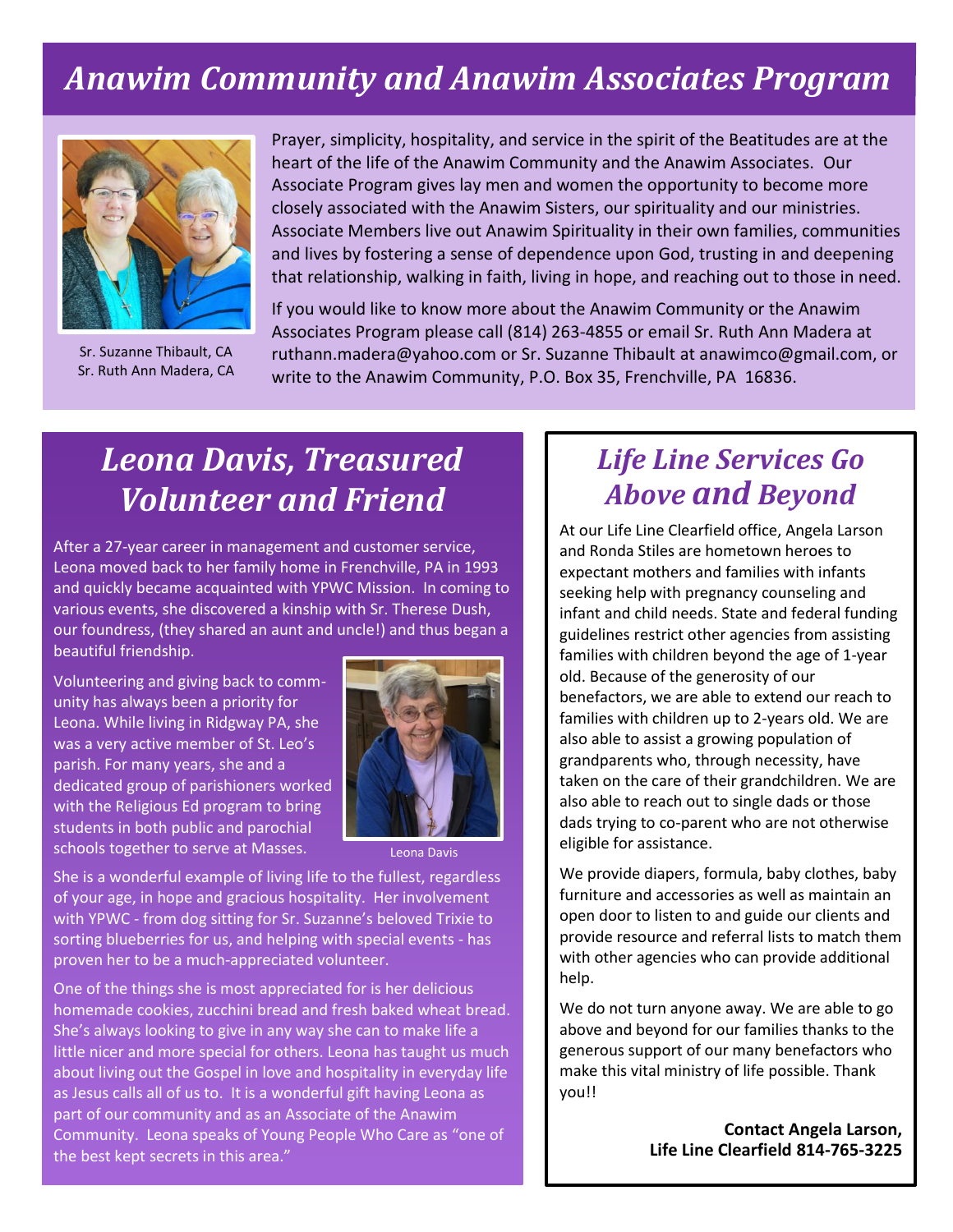# Anawim Community and Anawim Associates Program

Sr. Suzanne Thibault, CA
Sr. Ruth Ann Madera, CA

Prayer, simplicity, hospitality, and service in the spirit of the Beatitudes are at the heart of the life of the Anawim Community and the Anawim Associates. Our Associate Program gives lay men and women the opportunity to become more closely associated with the Anawim Sisters, our spirituality and our ministries. Associate Members live out Anawim Spirituality in their own families, communities and lives by fostering a sense of dependence upon God, trusting in and deepening that relationship, walking in faith, living in hope, and reaching out to those in need.

If you would like to know more about the Anawim Community or the Anawim Associates Program please call (814) 263-4855 or email Sr. Ruth Ann Madera at ruthann.madera@yahoo.com or Sr. Suzanne Thibault at anawimco@gmail.com, or write to the Anawim Community, P.O. Box 35, Frenchville, PA 16836.

## Leona Davis, Treasured Volunteer and Friend

After a 27-year career in management and customer service, Leona moved back to her family home in Frenchville, PA in 1993 and quickly became acquainted with YPWC Mission. In coming to various events, she discovered a kinship with Sr. Therese Dush, our foundress, (they shared an aunt and uncle!) and thus began a beautiful friendship.

Volunteering and giving back to community has always been a priority for Leona. While living in Ridgway PA, she was a very active member of St. Leo's parish. For many years, she and a dedicated group of parishioners worked with the Religious Ed program to bring students in both public and parochial schools together to serve at Masses.

Leona Davis

She is a wonderful example of living life to the fullest, regardless of your age, in hope and gracious hospitality. Her involvement with YPWC - from dog sitting for Sr. Suzanne's beloved Trixie to sorting blueberries for us, and helping with special events - has proven her to be a much-appreciated volunteer.

One of the things she is most appreciated for is her delicious homemade cookies, zucchini bread and fresh baked wheat bread. She's always looking to give in any way she can to make life a little nicer and more special for others. Leona has taught us much about living out the Gospel in love and hospitality in everyday life as Jesus calls all of us to. It is a wonderful gift having Leona as part of our community and as an Associate of the Anawim Community. Leona speaks of Young People Who Care as "one of the best kept secrets in this area."

## Life Line Services Go Above and Beyond

At our Life Line Clearfield office, Angela Larson and Ronda Stiles are hometown heroes to expectant mothers and families with infants seeking help with pregnancy counseling and infant and child needs. State and federal funding guidelines restrict other agencies from assisting families with children beyond the age of 1-year old. Because of the generosity of our benefactors, we are able to extend our reach to families with children up to 2-years old. We are also able to assist a growing population of grandparents who, through necessity, have taken on the care of their grandchildren. We are also able to reach out to single dads or those dads trying to co-parent who are not otherwise eligible for assistance.

We provide diapers, formula, baby clothes, baby furniture and accessories as well as maintain an open door to listen to and guide our clients and provide resource and referral lists to match them with other agencies who can provide additional help.

We do not turn anyone away. We are able to go above and beyond for our families thanks to the generous support of our many benefactors who make this vital ministry of life possible. Thank you!!

**Contact Angela Larson,**
**Life Line Clearfield 814-765-3225**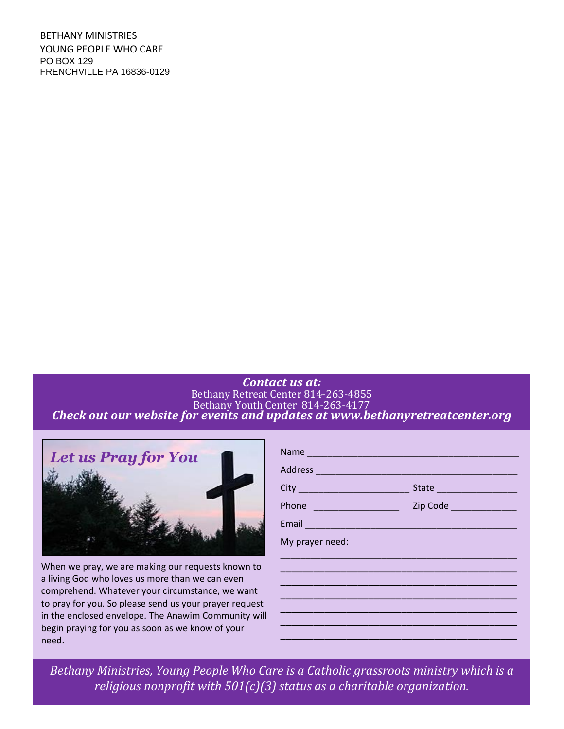BETHANY MINISTRIES
YOUNG PEOPLE WHO CARE
PO BOX 129
FRENCHVILLE PA 16836-0129

***Contact us at:***

Bethany Retreat Center 814-263-4855
Bethany Youth Center 814-263-4177

***Check out our website for events and updates at www.bethanyretreatcenter.org***

## *Let us Pray for You*

When we pray, we are making our requests known to a living God who loves us more than we can even comprehend. Whatever your circumstance, we want to pray for you. So please send us your prayer request in the enclosed envelope. The Anawim Community will begin praying for you as soon as we know of your need.

Name ________________________________________

Address ______________________________________

City ______________________ State _______________

Phone _________________ Zip Code _____________

Email ________________________________________

My prayer need:

_______________________________________________
_______________________________________________
_______________________________________________
_______________________________________________
_______________________________________________
_______________________________________________
_______________________________________________

*Bethany Ministries, Young People Who Care is a Catholic grassroots ministry which is a religious nonprofit with 501(c)(3) status as a charitable organization.*